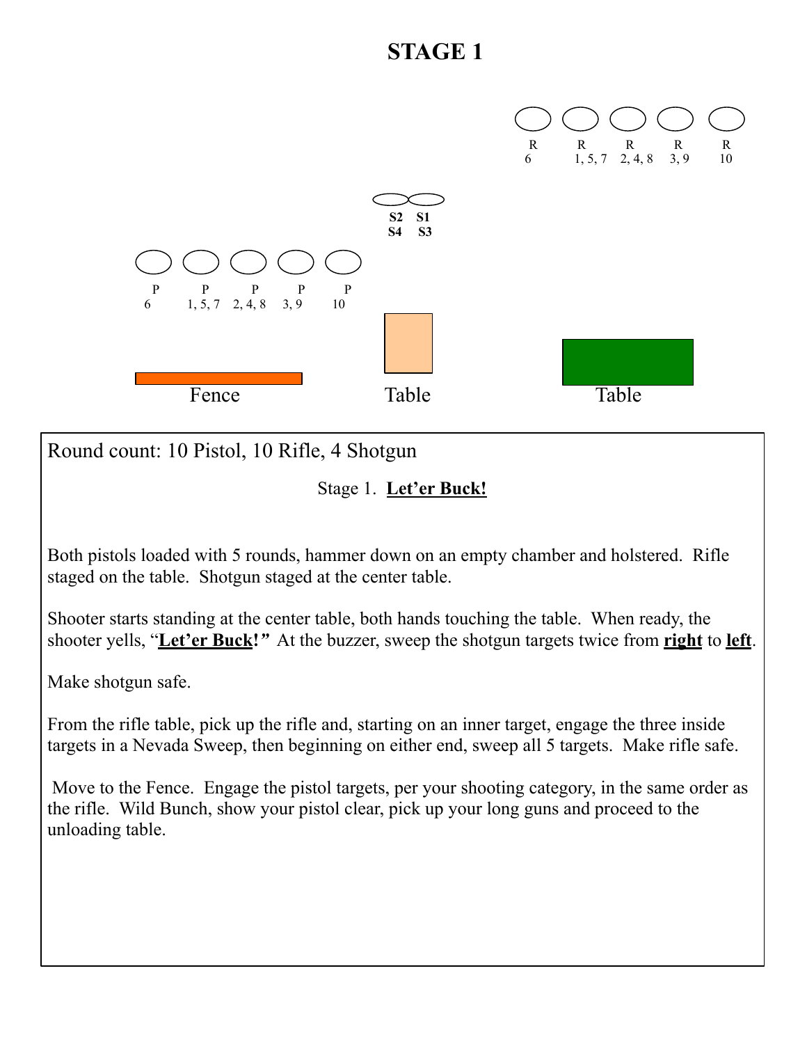# STAGE 1

R 6 | R 1, 5, 7 | R 2, 4, 8 | R 3, 9 | R 10

S2 S4 | S1 S3

P 6 | P 1, 5, 7 | P 2, 4, 8 | P 3, 9 | P 10

Fence | Table | Table

Round count: 10 Pistol, 10 Rifle, 4 Shotgun

Stage 1. **Let'er Buck!**

Both pistols loaded with 5 rounds, hammer down on an empty chamber and holstered. Rifle staged on the table. Shotgun staged at the center table.

Shooter starts standing at the center table, both hands touching the table. When ready, the shooter yells, "**Let'er Buck!**" At the buzzer, sweep the shotgun targets twice from **right** to **left**.

Make shotgun safe.

From the rifle table, pick up the rifle and, starting on an inner target, engage the three inside targets in a Nevada Sweep, then beginning on either end, sweep all 5 targets. Make rifle safe.

Move to the Fence. Engage the pistol targets, per your shooting category, in the same order as the rifle. Wild Bunch, show your pistol clear, pick up your long guns and proceed to the unloading table.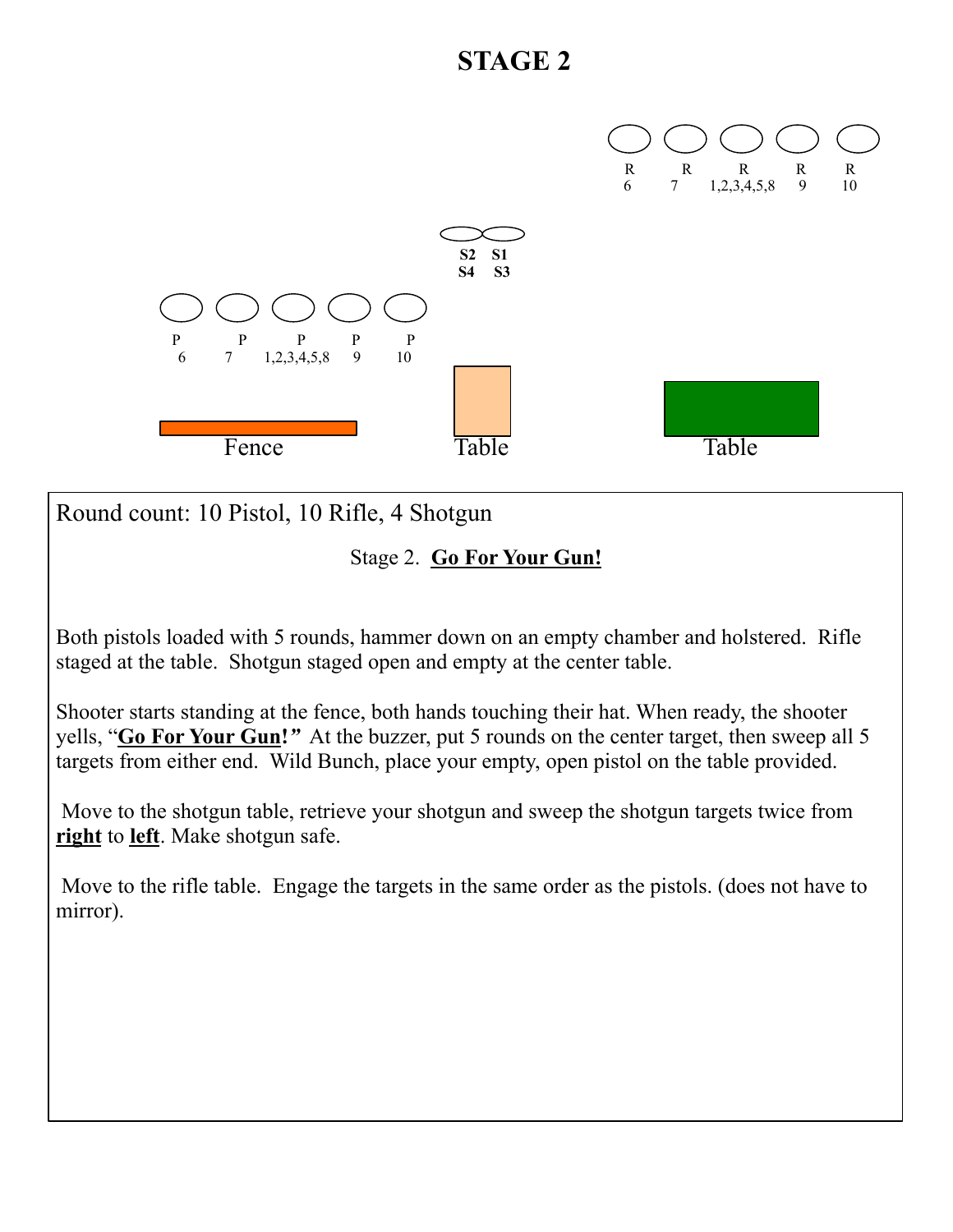# STAGE 2

R 6 | R 7 | R 1,2,3,4,5,8 | R 9 | R 10

S2 S1
S4 S3

P 6 | P 7 | P 1,2,3,4,5,8 | P 9 | P 10

Fence | Table | Table

Round count: 10 Pistol, 10 Rifle, 4 Shotgun

Stage 2. **Go For Your Gun!**

Both pistols loaded with 5 rounds, hammer down on an empty chamber and holstered. Rifle staged at the table. Shotgun staged open and empty at the center table.

Shooter starts standing at the fence, both hands touching their hat. When ready, the shooter yells, "**Go For Your Gun!**" At the buzzer, put 5 rounds on the center target, then sweep all 5 targets from either end. Wild Bunch, place your empty, open pistol on the table provided.

Move to the shotgun table, retrieve your shotgun and sweep the shotgun targets twice from **right** to **left**. Make shotgun safe.

Move to the rifle table. Engage the targets in the same order as the pistols. (does not have to mirror).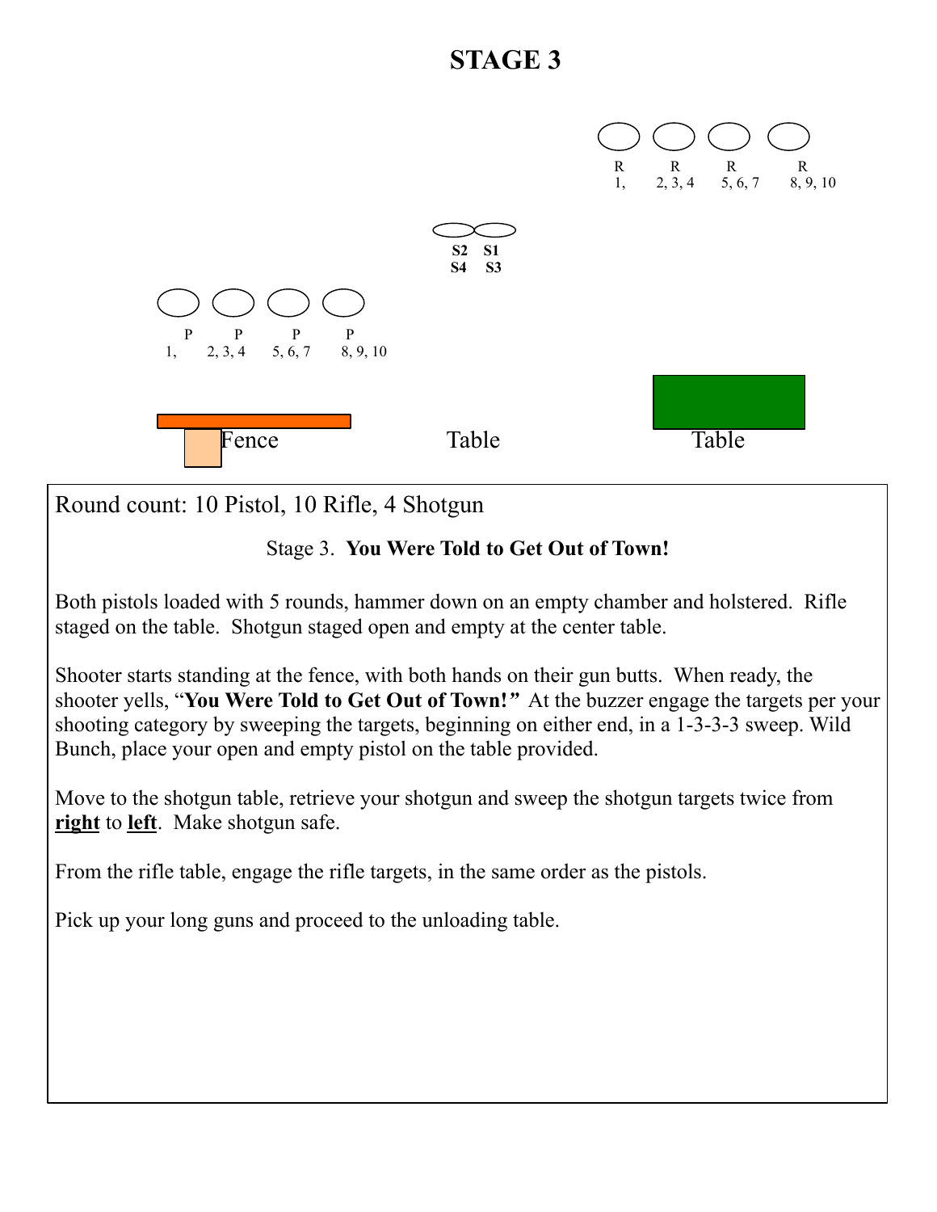# STAGE 3

R 1, | R 2, 3, 4 | R 5, 6, 7 | R 8, 9, 10

S2 S1
S4 S3

P 1, | P 2, 3, 4 | P 5, 6, 7 | P 8, 9, 10

Fence | Table | Table

Round count: 10 Pistol, 10 Rifle, 4 Shotgun

Stage 3. **You Were Told to Get Out of Town!**

Both pistols loaded with 5 rounds, hammer down on an empty chamber and holstered. Rifle staged on the table. Shotgun staged open and empty at the center table.

Shooter starts standing at the fence, with both hands on their gun butts. When ready, the shooter yells, "**You Were Told to Get Out of Town!**" At the buzzer engage the targets per your shooting category by sweeping the targets, beginning on either end, in a 1-3-3-3 sweep. Wild Bunch, place your open and empty pistol on the table provided.

Move to the shotgun table, retrieve your shotgun and sweep the shotgun targets twice from **right** to **left**. Make shotgun safe.

From the rifle table, engage the rifle targets, in the same order as the pistols.

Pick up your long guns and proceed to the unloading table.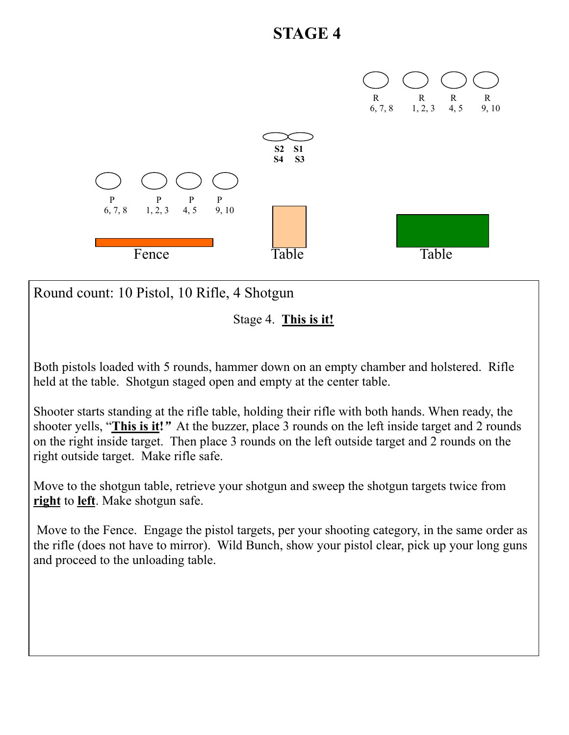# STAGE 4

R 6, 7, 8
R 1, 2, 3
R 4, 5
R 9, 10

S2 S4
S1 S3

P 6, 7, 8
P 1, 2, 3
P 4, 5
P 9, 10

Fence
Table
Table

Round count: 10 Pistol, 10 Rifle, 4 Shotgun

Stage 4. **This is it!**

Both pistols loaded with 5 rounds, hammer down on an empty chamber and holstered. Rifle held at the table. Shotgun staged open and empty at the center table.

Shooter starts standing at the rifle table, holding their rifle with both hands. When ready, the shooter yells, "**This is it!**" At the buzzer, place 3 rounds on the left inside target and 2 rounds on the right inside target. Then place 3 rounds on the left outside target and 2 rounds on the right outside target. Make rifle safe.

Move to the shotgun table, retrieve your shotgun and sweep the shotgun targets twice from **right** to **left**. Make shotgun safe.

Move to the Fence. Engage the pistol targets, per your shooting category, in the same order as the rifle (does not have to mirror). Wild Bunch, show your pistol clear, pick up your long guns and proceed to the unloading table.